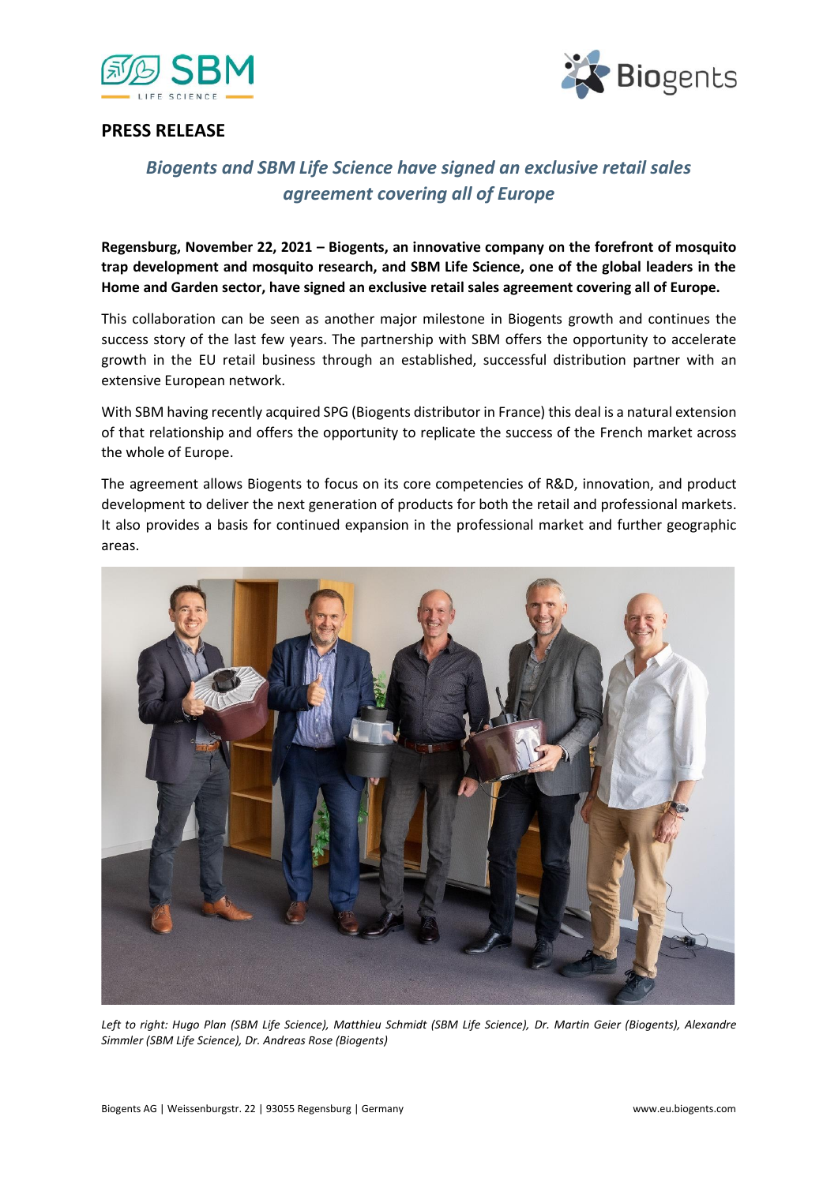**PRESS RELEASE**

## *Biogents and SBM Life Science have signed an exclusive retail sales agreement covering all of Europe*

**Regensburg, November 22, 2021 – Biogents, an innovative company on the forefront of mosquito trap development and mosquito research, and SBM Life Science, one of the global leaders in the Home and Garden sector, have signed an exclusive retail sales agreement covering all of Europe.**

This collaboration can be seen as another major milestone in Biogents growth and continues the success story of the last few years. The partnership with SBM offers the opportunity to accelerate growth in the EU retail business through an established, successful distribution partner with an extensive European network.

With SBM having recently acquired SPG (Biogents distributor in France) this deal is a natural extension of that relationship and offers the opportunity to replicate the success of the French market across the whole of Europe.

The agreement allows Biogents to focus on its core competencies of R&D, innovation, and product development to deliver the next generation of products for both the retail and professional markets. It also provides a basis for continued expansion in the professional market and further geographic areas.

*Left to right: Hugo Plan (SBM Life Science), Matthieu Schmidt (SBM Life Science), Dr. Martin Geier (Biogents), Alexandre Simmler (SBM Life Science), Dr. Andreas Rose (Biogents)*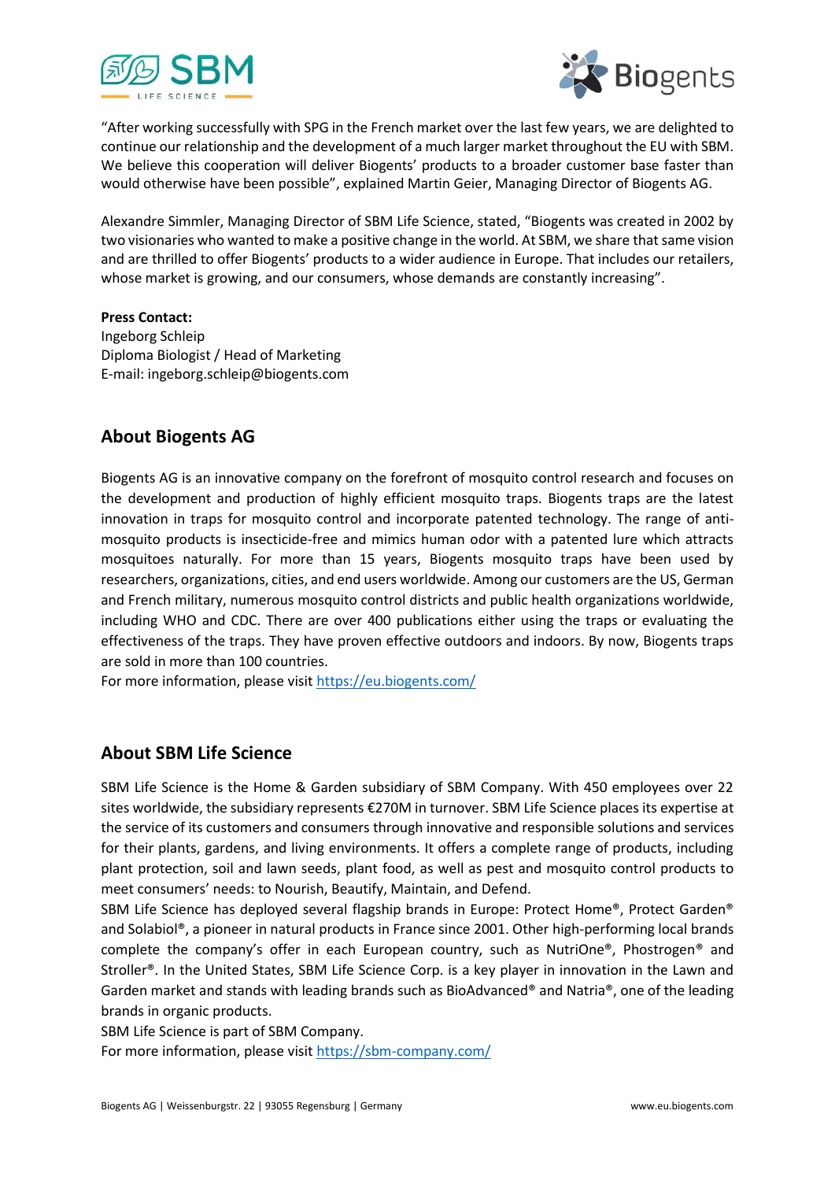"After working successfully with SPG in the French market over the last few years, we are delighted to continue our relationship and the development of a much larger market throughout the EU with SBM. We believe this cooperation will deliver Biogents' products to a broader customer base faster than would otherwise have been possible", explained Martin Geier, Managing Director of Biogents AG.

Alexandre Simmler, Managing Director of SBM Life Science, stated, "Biogents was created in 2002 by two visionaries who wanted to make a positive change in the world. At SBM, we share that same vision and are thrilled to offer Biogents' products to a wider audience in Europe. That includes our retailers, whose market is growing, and our consumers, whose demands are constantly increasing".

**Press Contact:**
Ingeborg Schleip
Diploma Biologist / Head of Marketing
E-mail: ingeborg.schleip@biogents.com

## About Biogents AG

Biogents AG is an innovative company on the forefront of mosquito control research and focuses on the development and production of highly efficient mosquito traps. Biogents traps are the latest innovation in traps for mosquito control and incorporate patented technology. The range of anti-mosquito products is insecticide-free and mimics human odor with a patented lure which attracts mosquitoes naturally. For more than 15 years, Biogents mosquito traps have been used by researchers, organizations, cities, and end users worldwide. Among our customers are the US, German and French military, numerous mosquito control districts and public health organizations worldwide, including WHO and CDC. There are over 400 publications either using the traps or evaluating the effectiveness of the traps. They have proven effective outdoors and indoors. By now, Biogents traps are sold in more than 100 countries.
For more information, please visit [https://eu.biogents.com/](https://eu.biogents.com/)

## About SBM Life Science

SBM Life Science is the Home & Garden subsidiary of SBM Company. With 450 employees over 22 sites worldwide, the subsidiary represents €270M in turnover. SBM Life Science places its expertise at the service of its customers and consumers through innovative and responsible solutions and services for their plants, gardens, and living environments. It offers a complete range of products, including plant protection, soil and lawn seeds, plant food, as well as pest and mosquito control products to meet consumers' needs: to Nourish, Beautify, Maintain, and Defend.
SBM Life Science has deployed several flagship brands in Europe: Protect Home®, Protect Garden® and Solabiol®, a pioneer in natural products in France since 2001. Other high-performing local brands complete the company's offer in each European country, such as NutriOne®, Phostrogen® and Stroller®. In the United States, SBM Life Science Corp. is a key player in innovation in the Lawn and Garden market and stands with leading brands such as BioAdvanced® and Natria®, one of the leading brands in organic products.
SBM Life Science is part of SBM Company.
For more information, please visit [https://sbm-company.com/](https://sbm-company.com/)